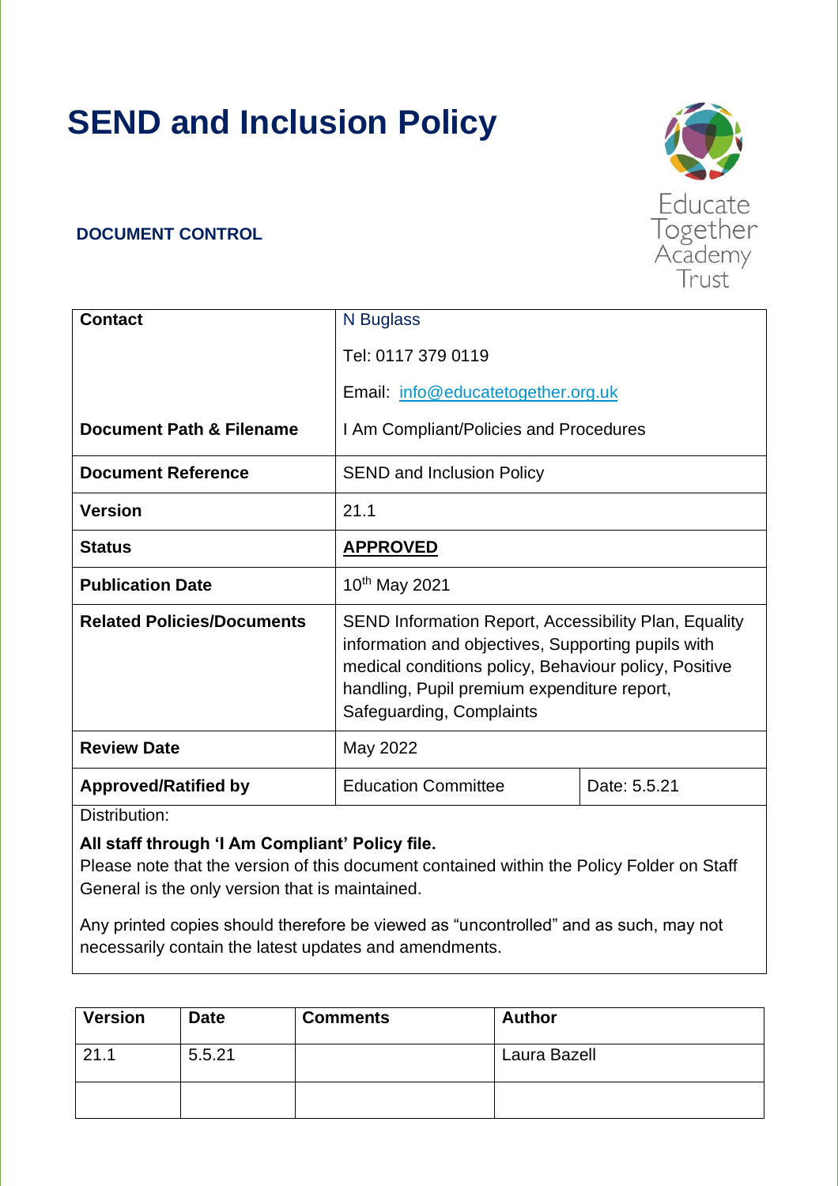# SEND and Inclusion Policy

Educate Together Academy Trust

### DOCUMENT CONTROL

| Contact | N Buglass<br>Tel: 0117 379 0119<br>Email: info@educatetogether.org.uk | |
|---|---|---|
| Document Path & Filename | I Am Compliant/Policies and Procedures | |
| Document Reference | SEND and Inclusion Policy | |
| Version | 21.1 | |
| Status | **APPROVED** | |
| Publication Date | 10th May 2021 | |
| Related Policies/Documents | SEND Information Report, Accessibility Plan, Equality information and objectives, Supporting pupils with medical conditions policy, Behaviour policy, Positive handling, Pupil premium expenditure report, Safeguarding, Complaints | |
| Review Date | May 2022 | |
| Approved/Ratified by | Education Committee | Date: 5.5.21 |

Distribution:

**All staff through 'I Am Compliant' Policy file.**
Please note that the version of this document contained within the Policy Folder on Staff General is the only version that is maintained.

Any printed copies should therefore be viewed as "uncontrolled" and as such, may not necessarily contain the latest updates and amendments.

| Version | Date | Comments | Author |
|---|---|---|---|
| 21.1 | 5.5.21 | | Laura Bazell |
| | | | |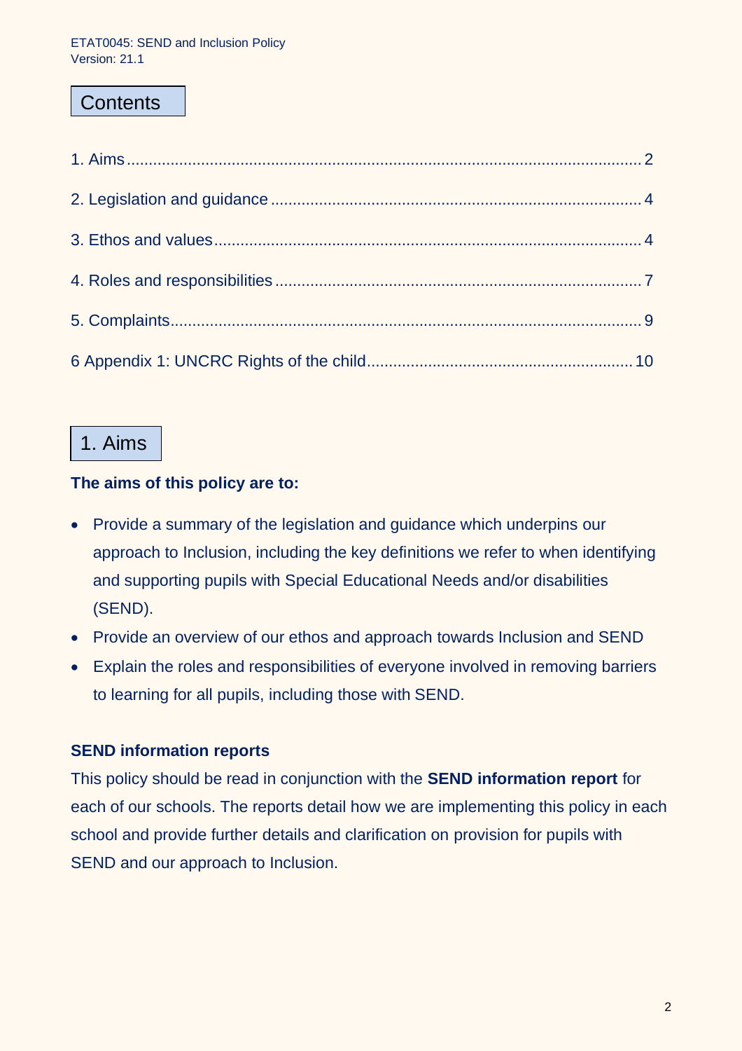# Contents

1. Aims .......... 2

2. Legislation and guidance .......... 4

3. Ethos and values .......... 4

4. Roles and responsibilities .......... 7

5. Complaints .......... 9

6 Appendix 1: UNCRC Rights of the child .......... 10

# 1. Aims

**The aims of this policy are to:**

- Provide a summary of the legislation and guidance which underpins our approach to Inclusion, including the key definitions we refer to when identifying and supporting pupils with Special Educational Needs and/or disabilities (SEND).
- Provide an overview of our ethos and approach towards Inclusion and SEND
- Explain the roles and responsibilities of everyone involved in removing barriers to learning for all pupils, including those with SEND.

**SEND information reports**

This policy should be read in conjunction with the **SEND information report** for each of our schools. The reports detail how we are implementing this policy in each school and provide further details and clarification on provision for pupils with SEND and our approach to Inclusion.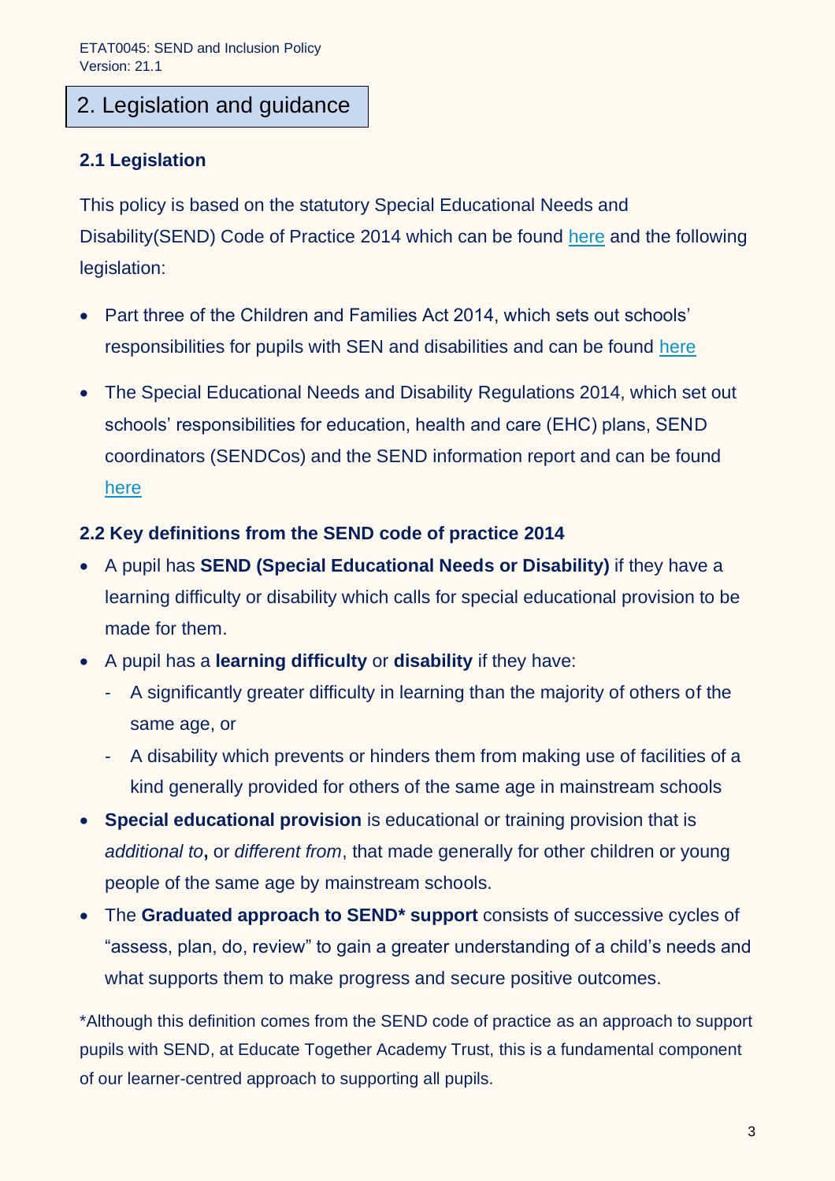## 2. Legislation and guidance

### 2.1 Legislation

This policy is based on the statutory Special Educational Needs and Disability(SEND) Code of Practice 2014 which can be found here and the following legislation:

- Part three of the Children and Families Act 2014, which sets out schools' responsibilities for pupils with SEN and disabilities and can be found here
- The Special Educational Needs and Disability Regulations 2014, which set out schools' responsibilities for education, health and care (EHC) plans, SEND coordinators (SENDCos) and the SEND information report and can be found here

### 2.2 Key definitions from the SEND code of practice 2014

- A pupil has **SEND (Special Educational Needs or Disability)** if they have a learning difficulty or disability which calls for special educational provision to be made for them.
- A pupil has a **learning difficulty** or **disability** if they have:
  - A significantly greater difficulty in learning than the majority of others of the same age, or
  - A disability which prevents or hinders them from making use of facilities of a kind generally provided for others of the same age in mainstream schools
- **Special educational provision** is educational or training provision that is *additional to*, or *different from*, that made generally for other children or young people of the same age by mainstream schools.
- The **Graduated approach to SEND* support** consists of successive cycles of "assess, plan, do, review" to gain a greater understanding of a child's needs and what supports them to make progress and secure positive outcomes.

*Although this definition comes from the SEND code of practice as an approach to support pupils with SEND, at Educate Together Academy Trust, this is a fundamental component of our learner-centred approach to supporting all pupils.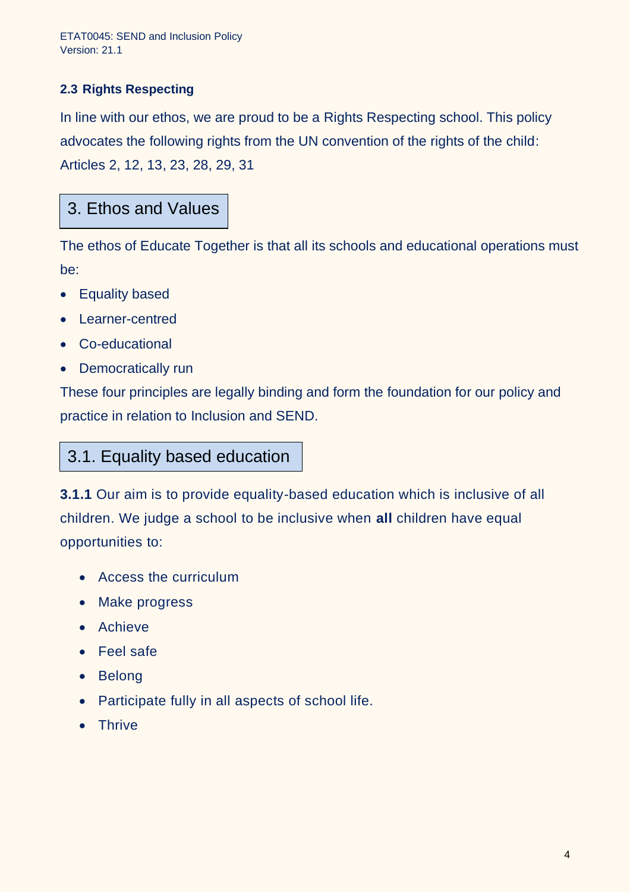### 2.3 Rights Respecting

In line with our ethos, we are proud to be a Rights Respecting school. This policy advocates the following rights from the UN convention of the rights of the child: Articles 2, 12, 13, 23, 28, 29, 31

## 3. Ethos and Values

The ethos of Educate Together is that all its schools and educational operations must be:

- Equality based
- Learner-centred
- Co-educational
- Democratically run

These four principles are legally binding and form the foundation for our policy and practice in relation to Inclusion and SEND.

## 3.1. Equality based education

**3.1.1** Our aim is to provide equality-based education which is inclusive of all children. We judge a school to be inclusive when **all** children have equal opportunities to:

- Access the curriculum
- Make progress
- Achieve
- Feel safe
- Belong
- Participate fully in all aspects of school life.
- Thrive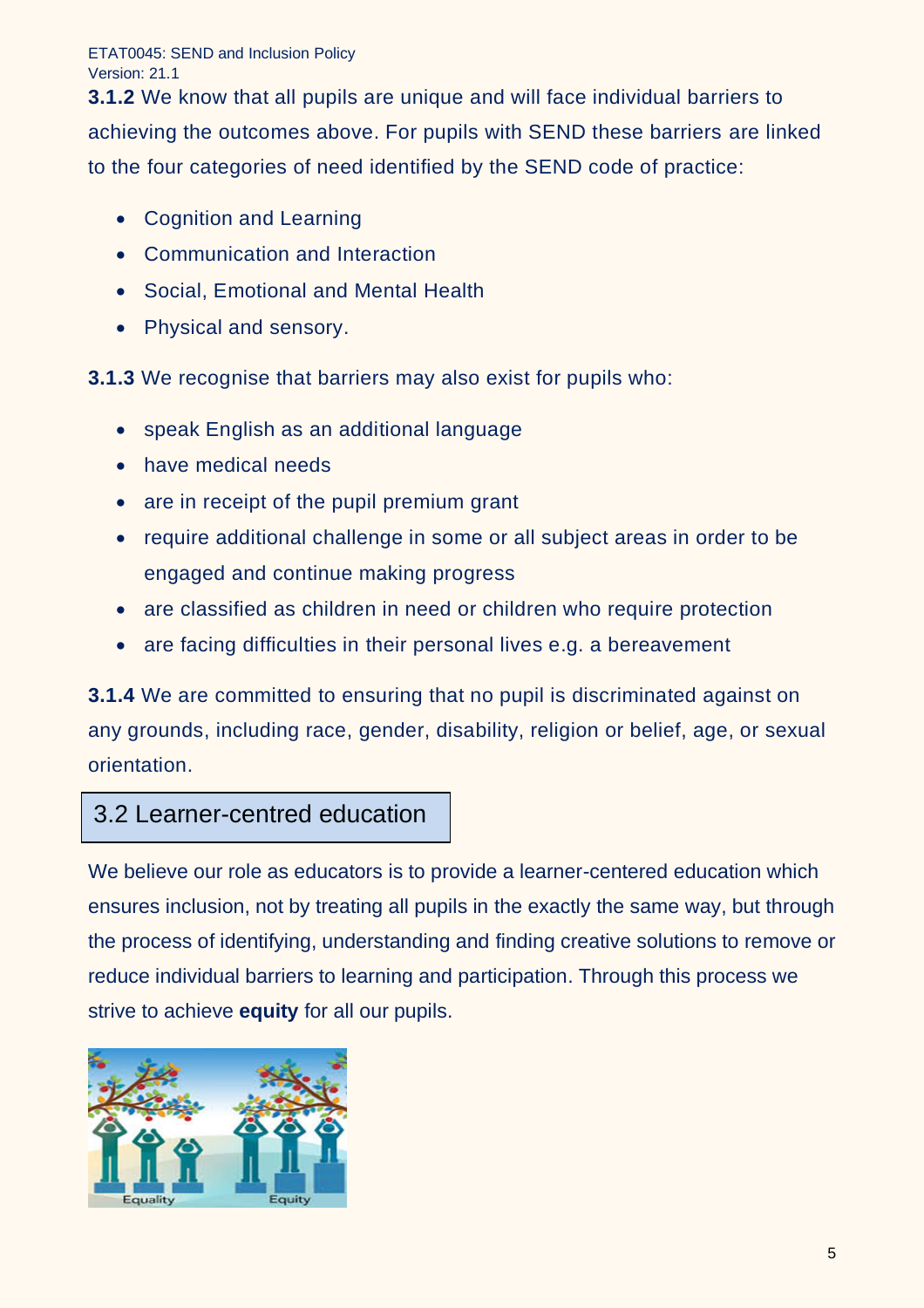**3.1.2** We know that all pupils are unique and will face individual barriers to achieving the outcomes above. For pupils with SEND these barriers are linked to the four categories of need identified by the SEND code of practice:

- Cognition and Learning
- Communication and Interaction
- Social, Emotional and Mental Health
- Physical and sensory.

**3.1.3** We recognise that barriers may also exist for pupils who:

- speak English as an additional language
- have medical needs
- are in receipt of the pupil premium grant
- require additional challenge in some or all subject areas in order to be engaged and continue making progress
- are classified as children in need or children who require protection
- are facing difficulties in their personal lives e.g. a bereavement

**3.1.4** We are committed to ensuring that no pupil is discriminated against on any grounds, including race, gender, disability, religion or belief, age, or sexual orientation.

## 3.2 Learner-centred education

We believe our role as educators is to provide a learner-centered education which ensures inclusion, not by treating all pupils in the exactly the same way, but through the process of identifying, understanding and finding creative solutions to remove or reduce individual barriers to learning and participation. Through this process we strive to achieve **equity** for all our pupils.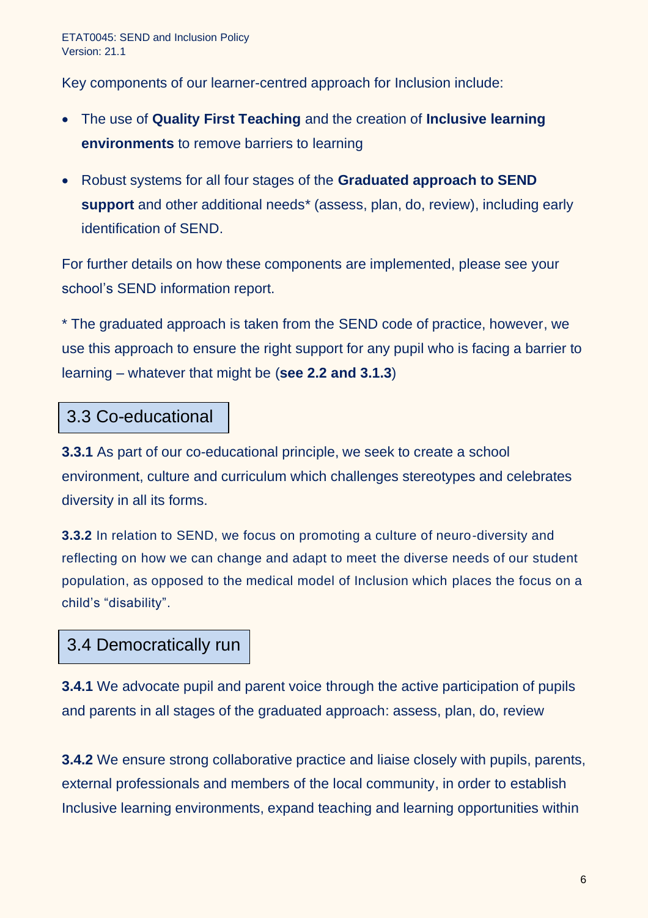Key components of our learner-centred approach for Inclusion include:

- The use of **Quality First Teaching** and the creation of **Inclusive learning environments** to remove barriers to learning
- Robust systems for all four stages of the **Graduated approach to SEND support** and other additional needs* (assess, plan, do, review), including early identification of SEND.

For further details on how these components are implemented, please see your school's SEND information report.

* The graduated approach is taken from the SEND code of practice, however, we use this approach to ensure the right support for any pupil who is facing a barrier to learning – whatever that might be (**see 2.2 and 3.1.3**)

## 3.3 Co-educational

**3.3.1** As part of our co-educational principle, we seek to create a school environment, culture and curriculum which challenges stereotypes and celebrates diversity in all its forms.

**3.3.2** In relation to SEND, we focus on promoting a culture of neuro-diversity and reflecting on how we can change and adapt to meet the diverse needs of our student population, as opposed to the medical model of Inclusion which places the focus on a child's "disability".

## 3.4 Democratically run

**3.4.1** We advocate pupil and parent voice through the active participation of pupils and parents in all stages of the graduated approach: assess, plan, do, review

**3.4.2** We ensure strong collaborative practice and liaise closely with pupils, parents, external professionals and members of the local community, in order to establish Inclusive learning environments, expand teaching and learning opportunities within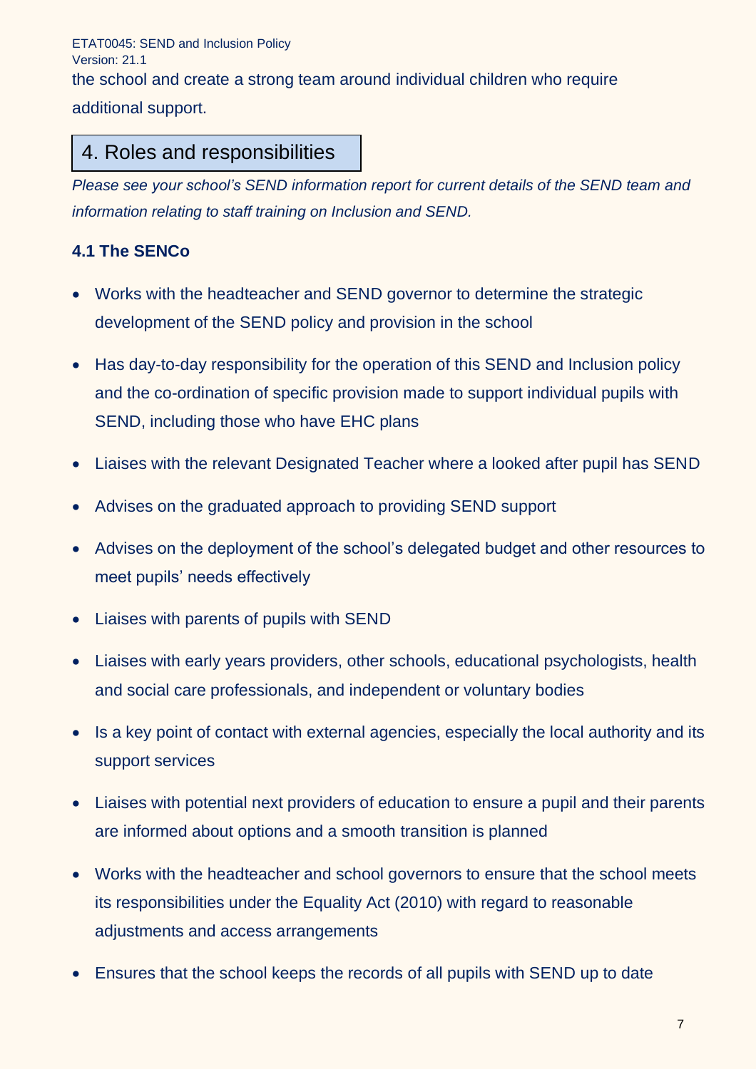the school and create a strong team around individual children who require additional support.

## 4. Roles and responsibilities

*Please see your school's SEND information report for current details of the SEND team and information relating to staff training on Inclusion and SEND.*

### 4.1 The SENCo

- Works with the headteacher and SEND governor to determine the strategic development of the SEND policy and provision in the school
- Has day-to-day responsibility for the operation of this SEND and Inclusion policy and the co-ordination of specific provision made to support individual pupils with SEND, including those who have EHC plans
- Liaises with the relevant Designated Teacher where a looked after pupil has SEND
- Advises on the graduated approach to providing SEND support
- Advises on the deployment of the school's delegated budget and other resources to meet pupils' needs effectively
- Liaises with parents of pupils with SEND
- Liaises with early years providers, other schools, educational psychologists, health and social care professionals, and independent or voluntary bodies
- Is a key point of contact with external agencies, especially the local authority and its support services
- Liaises with potential next providers of education to ensure a pupil and their parents are informed about options and a smooth transition is planned
- Works with the headteacher and school governors to ensure that the school meets its responsibilities under the Equality Act (2010) with regard to reasonable adjustments and access arrangements
- Ensures that the school keeps the records of all pupils with SEND up to date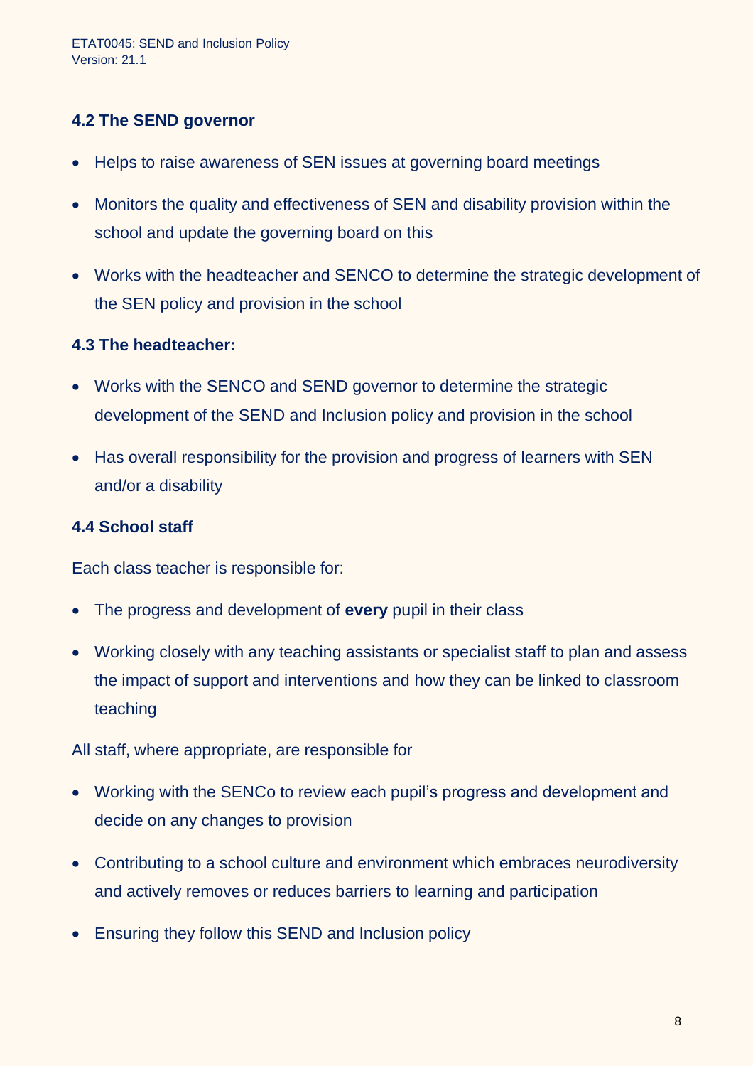### 4.2 The SEND governor

- Helps to raise awareness of SEN issues at governing board meetings
- Monitors the quality and effectiveness of SEN and disability provision within the school and update the governing board on this
- Works with the headteacher and SENCO to determine the strategic development of the SEN policy and provision in the school

### 4.3 The headteacher:

- Works with the SENCO and SEND governor to determine the strategic development of the SEND and Inclusion policy and provision in the school
- Has overall responsibility for the provision and progress of learners with SEN and/or a disability

### 4.4 School staff

Each class teacher is responsible for:

- The progress and development of **every** pupil in their class
- Working closely with any teaching assistants or specialist staff to plan and assess the impact of support and interventions and how they can be linked to classroom teaching

All staff, where appropriate, are responsible for

- Working with the SENCo to review each pupil's progress and development and decide on any changes to provision
- Contributing to a school culture and environment which embraces neurodiversity and actively removes or reduces barriers to learning and participation
- Ensuring they follow this SEND and Inclusion policy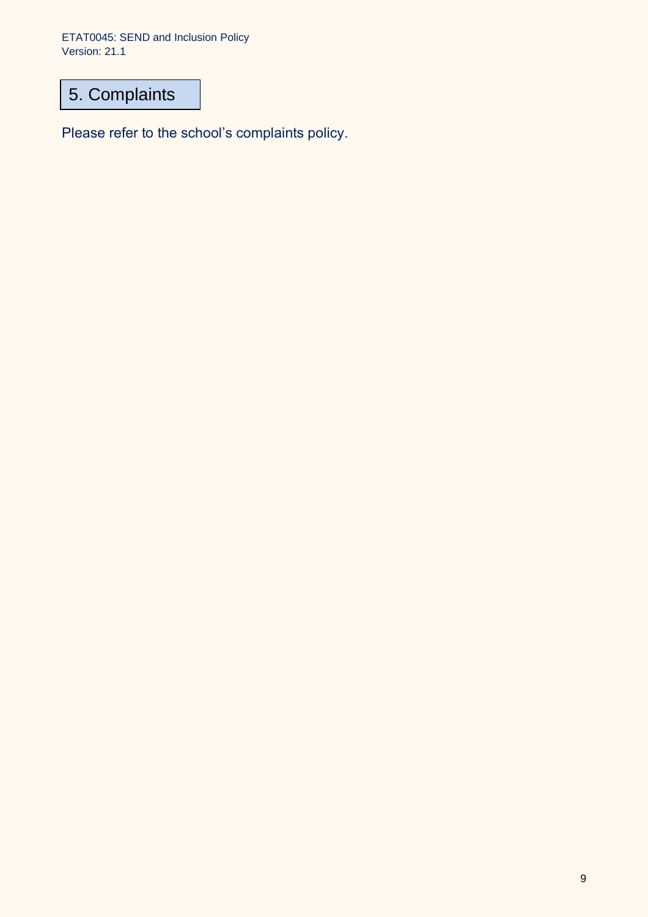## 5. Complaints

Please refer to the school's complaints policy.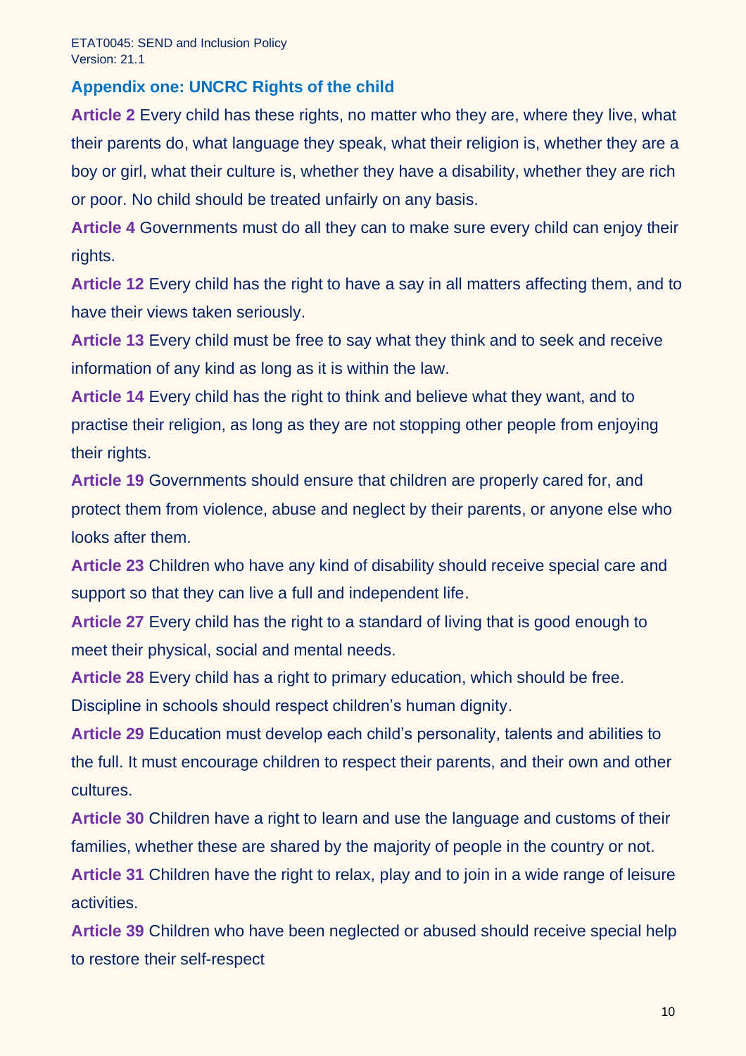## Appendix one: UNCRC Rights of the child

**Article 2** Every child has these rights, no matter who they are, where they live, what their parents do, what language they speak, what their religion is, whether they are a boy or girl, what their culture is, whether they have a disability, whether they are rich or poor. No child should be treated unfairly on any basis.

**Article 4** Governments must do all they can to make sure every child can enjoy their rights.

**Article 12** Every child has the right to have a say in all matters affecting them, and to have their views taken seriously.

**Article 13** Every child must be free to say what they think and to seek and receive information of any kind as long as it is within the law.

**Article 14** Every child has the right to think and believe what they want, and to practise their religion, as long as they are not stopping other people from enjoying their rights.

**Article 19** Governments should ensure that children are properly cared for, and protect them from violence, abuse and neglect by their parents, or anyone else who looks after them.

**Article 23** Children who have any kind of disability should receive special care and support so that they can live a full and independent life.

**Article 27** Every child has the right to a standard of living that is good enough to meet their physical, social and mental needs.

**Article 28** Every child has a right to primary education, which should be free. Discipline in schools should respect children's human dignity.

**Article 29** Education must develop each child's personality, talents and abilities to the full. It must encourage children to respect their parents, and their own and other cultures.

**Article 30** Children have a right to learn and use the language and customs of their families, whether these are shared by the majority of people in the country or not.

**Article 31** Children have the right to relax, play and to join in a wide range of leisure activities.

**Article 39** Children who have been neglected or abused should receive special help to restore their self-respect